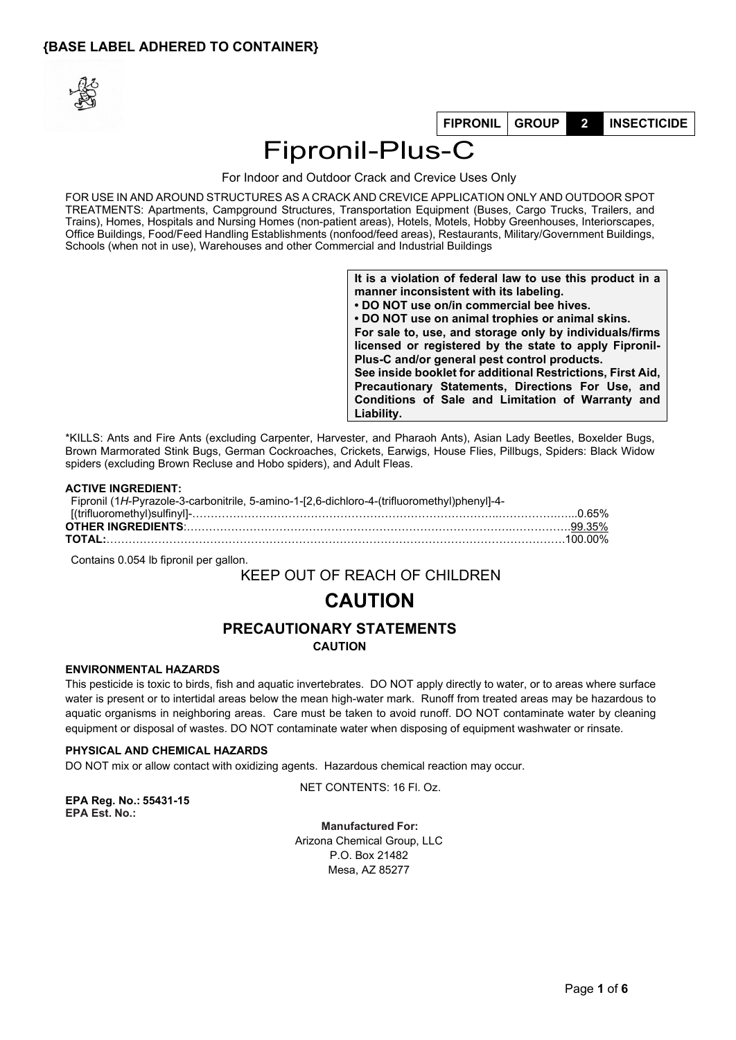**{BASE LABEL ADHERED TO CONTAINER}**

| FIPRONIL | GROUP | 2 | INSECTICIDE |
|---|---|---|---|

# Fipronil-Plus-C

For Indoor and Outdoor Crack and Crevice Uses Only

FOR USE IN AND AROUND STRUCTURES AS A CRACK AND CREVICE APPLICATION ONLY AND OUTDOOR SPOT TREATMENTS: Apartments, Campground Structures, Transportation Equipment (Buses, Cargo Trucks, Trailers, and Trains), Homes, Hospitals and Nursing Homes (non-patient areas), Hotels, Motels, Hobby Greenhouses, Interiorscapes, Office Buildings, Food/Feed Handling Establishments (nonfood/feed areas), Restaurants, Military/Government Buildings, Schools (when not in use), Warehouses and other Commercial and Industrial Buildings

**It is a violation of federal law to use this product in a manner inconsistent with its labeling.**
**• DO NOT use on/in commercial bee hives.**
**• DO NOT use on animal trophies or animal skins.**
**For sale to, use, and storage only by individuals/firms licensed or registered by the state to apply Fipronil-Plus-C and/or general pest control products.**
**See inside booklet for additional Restrictions, First Aid, Precautionary Statements, Directions For Use, and Conditions of Sale and Limitation of Warranty and Liability.**

*KILLS: Ants and Fire Ants (excluding Carpenter, Harvester, and Pharaoh Ants), Asian Lady Beetles, Boxelder Bugs, Brown Marmorated Stink Bugs, German Cockroaches, Crickets, Earwigs, House Flies, Pillbugs, Spiders: Black Widow spiders (excluding Brown Recluse and Hobo spiders), and Adult Fleas.

**ACTIVE INGREDIENT:**
Fipronil (1*H*-Pyrazole-3-carbonitrile, 5-amino-1-[2,6-dichloro-4-(trifluoromethyl)phenyl]-4-[(trifluoromethyl)sulfinyl]-……………………………………………………………………………0.65%
**OTHER INGREDIENTS**:……………………………………………………………………………99.35%
**TOTAL:**……………………………………………………………………………………………100.00%

Contains 0.054 lb fipronil per gallon.

KEEP OUT OF REACH OF CHILDREN

## CAUTION

### PRECAUTIONARY STATEMENTS

**CAUTION**

**ENVIRONMENTAL HAZARDS**

This pesticide is toxic to birds, fish and aquatic invertebrates. DO NOT apply directly to water, or to areas where surface water is present or to intertidal areas below the mean high-water mark. Runoff from treated areas may be hazardous to aquatic organisms in neighboring areas. Care must be taken to avoid runoff. DO NOT contaminate water by cleaning equipment or disposal of wastes. DO NOT contaminate water when disposing of equipment washwater or rinsate.

**PHYSICAL AND CHEMICAL HAZARDS**

DO NOT mix or allow contact with oxidizing agents. Hazardous chemical reaction may occur.

NET CONTENTS: 16 Fl. Oz.

**EPA Reg. No.: 55431-15**
**EPA Est. No.:**

**Manufactured For:**
Arizona Chemical Group, LLC
P.O. Box 21482
Mesa, AZ 85277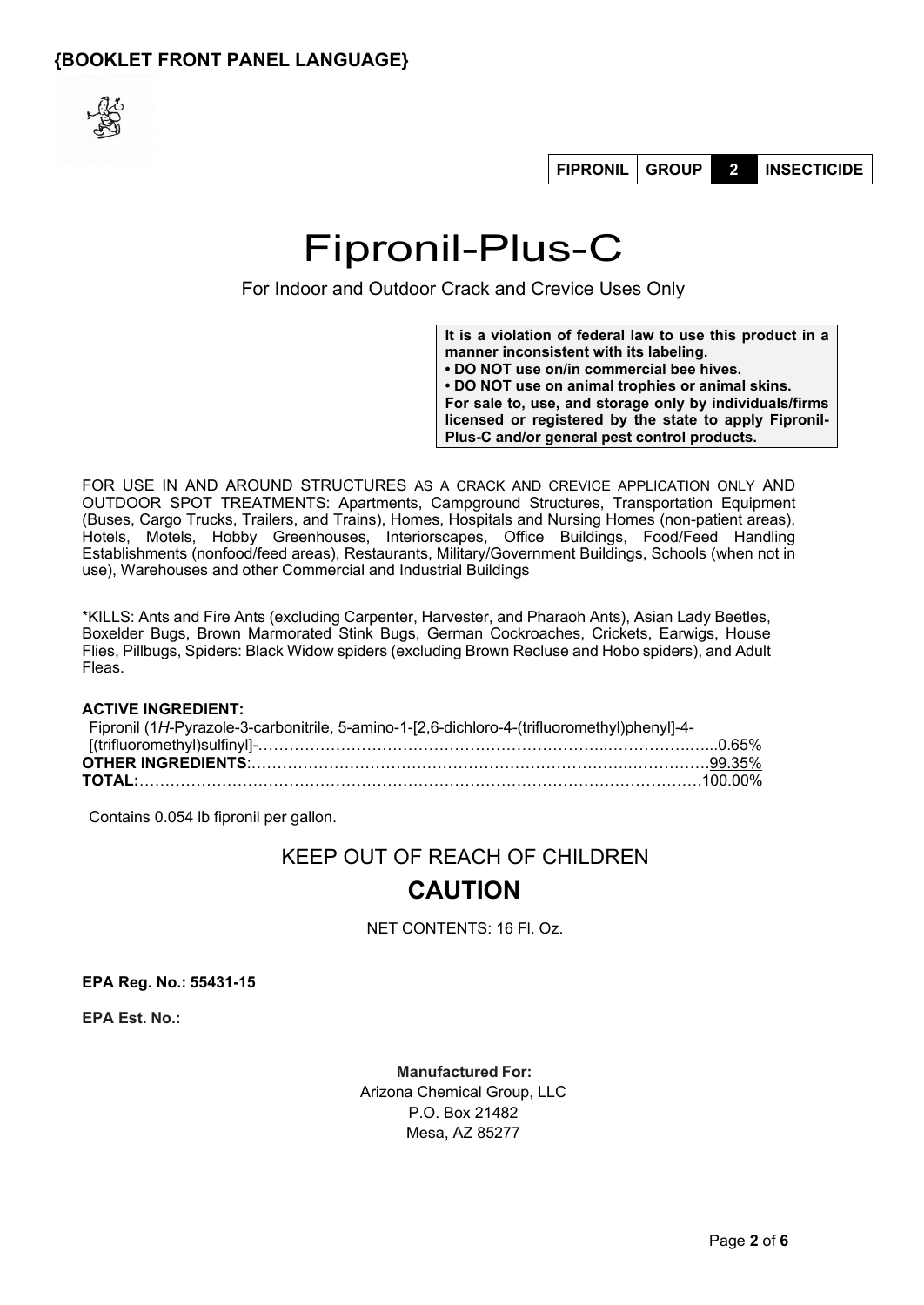**{BOOKLET FRONT PANEL LANGUAGE}**

| FIPRONIL | GROUP | 2 | INSECTICIDE |
|---|---|---|---|

# Fipronil-Plus-C

For Indoor and Outdoor Crack and Crevice Uses Only

**It is a violation of federal law to use this product in a manner inconsistent with its labeling.**
**• DO NOT use on/in commercial bee hives.**
**• DO NOT use on animal trophies or animal skins.**
**For sale to, use, and storage only by individuals/firms licensed or registered by the state to apply Fipronil-Plus-C and/or general pest control products.**

FOR USE IN AND AROUND STRUCTURES AS A CRACK AND CREVICE APPLICATION ONLY AND OUTDOOR SPOT TREATMENTS: Apartments, Campground Structures, Transportation Equipment (Buses, Cargo Trucks, Trailers, and Trains), Homes, Hospitals and Nursing Homes (non-patient areas), Hotels, Motels, Hobby Greenhouses, Interiorscapes, Office Buildings, Food/Feed Handling Establishments (nonfood/feed areas), Restaurants, Military/Government Buildings, Schools (when not in use), Warehouses and other Commercial and Industrial Buildings

*KILLS: Ants and Fire Ants (excluding Carpenter, Harvester, and Pharaoh Ants), Asian Lady Beetles, Boxelder Bugs, Brown Marmorated Stink Bugs, German Cockroaches, Crickets, Earwigs, House Flies, Pillbugs, Spiders: Black Widow spiders (excluding Brown Recluse and Hobo spiders), and Adult Fleas.

**ACTIVE INGREDIENT:**

Fipronil (1*H*-Pyrazole-3-carbonitrile, 5-amino-1-[2,6-dichloro-4-(trifluoromethyl)phenyl]-4-[(trifluoromethyl)sulfinyl]-……………………………………………0.65%
**OTHER INGREDIENTS**:……………………………………………99.35%
**TOTAL:**……………………………………………100.00%

Contains 0.054 lb fipronil per gallon.

## KEEP OUT OF REACH OF CHILDREN

## CAUTION

NET CONTENTS: 16 Fl. Oz.

**EPA Reg. No.: 55431-15**

**EPA Est. No.:**

**Manufactured For:**
Arizona Chemical Group, LLC
P.O. Box 21482
Mesa, AZ 85277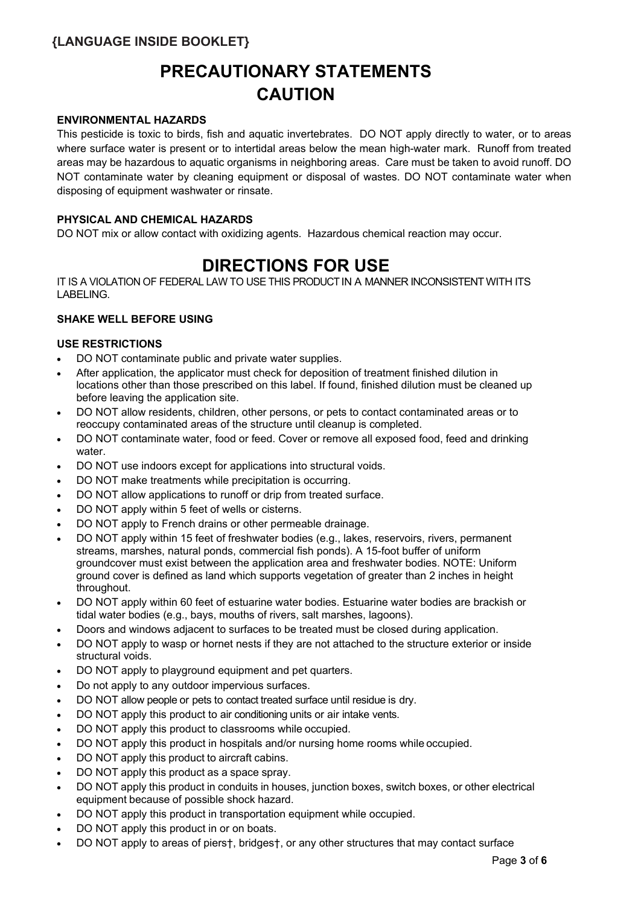**{LANGUAGE INSIDE BOOKLET}**

# PRECAUTIONARY STATEMENTS
# CAUTION

**ENVIRONMENTAL HAZARDS**

This pesticide is toxic to birds, fish and aquatic invertebrates. DO NOT apply directly to water, or to areas where surface water is present or to intertidal areas below the mean high-water mark. Runoff from treated areas may be hazardous to aquatic organisms in neighboring areas. Care must be taken to avoid runoff. DO NOT contaminate water by cleaning equipment or disposal of wastes. DO NOT contaminate water when disposing of equipment washwater or rinsate.

**PHYSICAL AND CHEMICAL HAZARDS**

DO NOT mix or allow contact with oxidizing agents. Hazardous chemical reaction may occur.

# DIRECTIONS FOR USE

IT IS A VIOLATION OF FEDERAL LAW TO USE THIS PRODUCT IN A MANNER INCONSISTENT WITH ITS LABELING.

**SHAKE WELL BEFORE USING**

**USE RESTRICTIONS**

- DO NOT contaminate public and private water supplies.
- After application, the applicator must check for deposition of treatment finished dilution in locations other than those prescribed on this label. If found, finished dilution must be cleaned up before leaving the application site.
- DO NOT allow residents, children, other persons, or pets to contact contaminated areas or to reoccupy contaminated areas of the structure until cleanup is completed.
- DO NOT contaminate water, food or feed. Cover or remove all exposed food, feed and drinking water.
- DO NOT use indoors except for applications into structural voids.
- DO NOT make treatments while precipitation is occurring.
- DO NOT allow applications to runoff or drip from treated surface.
- DO NOT apply within 5 feet of wells or cisterns.
- DO NOT apply to French drains or other permeable drainage.
- DO NOT apply within 15 feet of freshwater bodies (e.g., lakes, reservoirs, rivers, permanent streams, marshes, natural ponds, commercial fish ponds). A 15-foot buffer of uniform groundcover must exist between the application area and freshwater bodies. NOTE: Uniform ground cover is defined as land which supports vegetation of greater than 2 inches in height throughout.
- DO NOT apply within 60 feet of estuarine water bodies. Estuarine water bodies are brackish or tidal water bodies (e.g., bays, mouths of rivers, salt marshes, lagoons).
- Doors and windows adjacent to surfaces to be treated must be closed during application.
- DO NOT apply to wasp or hornet nests if they are not attached to the structure exterior or inside structural voids.
- DO NOT apply to playground equipment and pet quarters.
- Do not apply to any outdoor impervious surfaces.
- DO NOT allow people or pets to contact treated surface until residue is dry.
- DO NOT apply this product to air conditioning units or air intake vents.
- DO NOT apply this product to classrooms while occupied.
- DO NOT apply this product in hospitals and/or nursing home rooms while occupied.
- DO NOT apply this product to aircraft cabins.
- DO NOT apply this product as a space spray.
- DO NOT apply this product in conduits in houses, junction boxes, switch boxes, or other electrical equipment because of possible shock hazard.
- DO NOT apply this product in transportation equipment while occupied.
- DO NOT apply this product in or on boats.
- DO NOT apply to areas of piers†, bridges†, or any other structures that may contact surface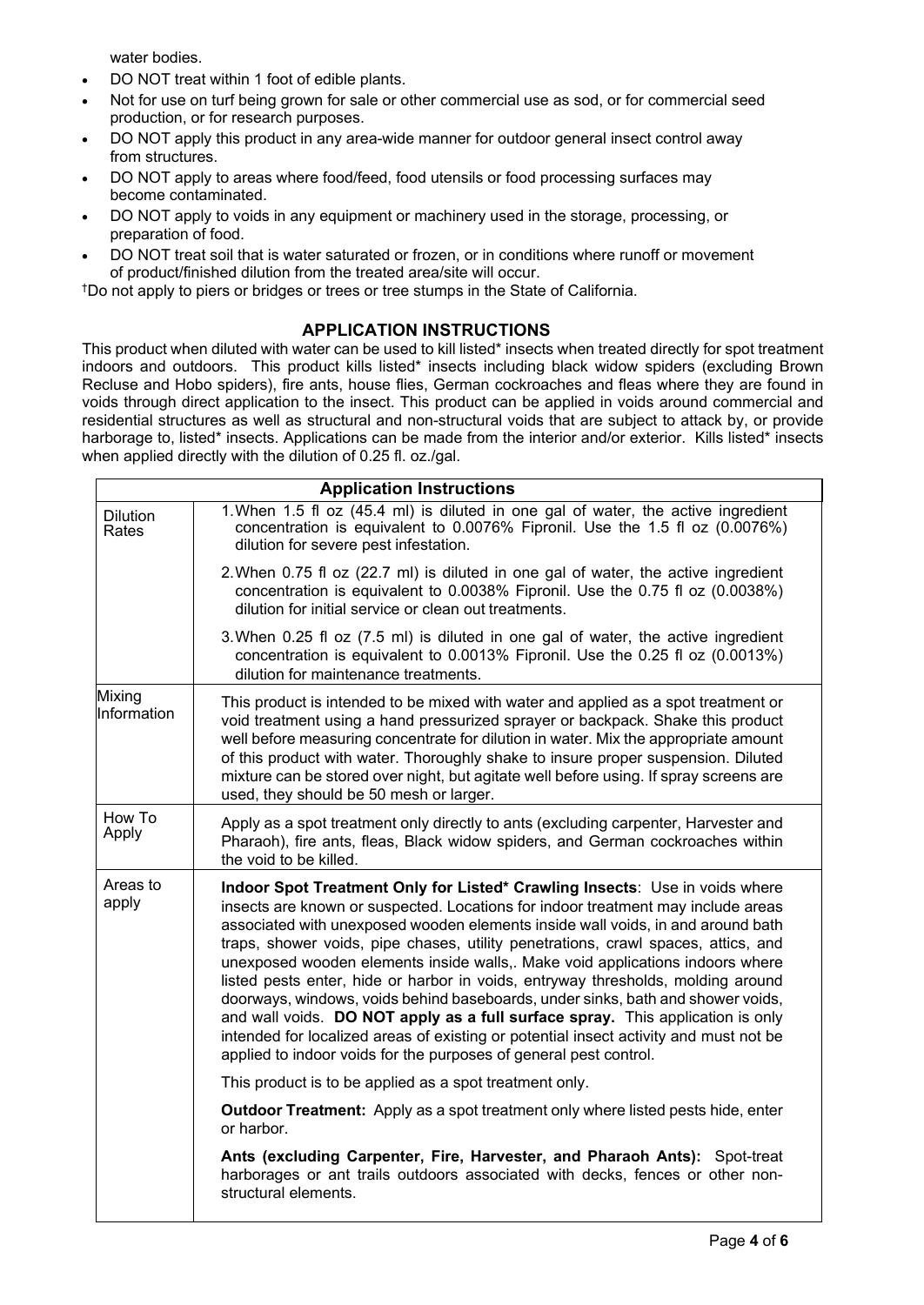water bodies.

- DO NOT treat within 1 foot of edible plants.
- Not for use on turf being grown for sale or other commercial use as sod, or for commercial seed production, or for research purposes.
- DO NOT apply this product in any area-wide manner for outdoor general insect control away from structures.
- DO NOT apply to areas where food/feed, food utensils or food processing surfaces may become contaminated.
- DO NOT apply to voids in any equipment or machinery used in the storage, processing, or preparation of food.
- DO NOT treat soil that is water saturated or frozen, or in conditions where runoff or movement of product/finished dilution from the treated area/site will occur.

†Do not apply to piers or bridges or trees or tree stumps in the State of California.

## APPLICATION INSTRUCTIONS

This product when diluted with water can be used to kill listed* insects when treated directly for spot treatment indoors and outdoors. This product kills listed* insects including black widow spiders (excluding Brown Recluse and Hobo spiders), fire ants, house flies, German cockroaches and fleas where they are found in voids through direct application to the insect. This product can be applied in voids around commercial and residential structures as well as structural and non-structural voids that are subject to attack by, or provide harborage to, listed* insects. Applications can be made from the interior and/or exterior. Kills listed* insects when applied directly with the dilution of 0.25 fl. oz./gal.

| Application Instructions | |
|---|---|
| Dilution Rates | 1. When 1.5 fl oz (45.4 ml) is diluted in one gal of water, the active ingredient concentration is equivalent to 0.0076% Fipronil. Use the 1.5 fl oz (0.0076%) dilution for severe pest infestation.<br><br>2. When 0.75 fl oz (22.7 ml) is diluted in one gal of water, the active ingredient concentration is equivalent to 0.0038% Fipronil. Use the 0.75 fl oz (0.0038%) dilution for initial service or clean out treatments.<br><br>3. When 0.25 fl oz (7.5 ml) is diluted in one gal of water, the active ingredient concentration is equivalent to 0.0013% Fipronil. Use the 0.25 fl oz (0.0013%) dilution for maintenance treatments. |
| Mixing Information | This product is intended to be mixed with water and applied as a spot treatment or void treatment using a hand pressurized sprayer or backpack. Shake this product well before measuring concentrate for dilution in water. Mix the appropriate amount of this product with water. Thoroughly shake to insure proper suspension. Diluted mixture can be stored over night, but agitate well before using. If spray screens are used, they should be 50 mesh or larger. |
| How To Apply | Apply as a spot treatment only directly to ants (excluding carpenter, Harvester and Pharaoh), fire ants, fleas, Black widow spiders, and German cockroaches within the void to be killed. |
| Areas to apply | **Indoor Spot Treatment Only for Listed* Crawling Insects**: Use in voids where insects are known or suspected. Locations for indoor treatment may include areas associated with unexposed wooden elements inside wall voids, in and around bath traps, shower voids, pipe chases, utility penetrations, crawl spaces, attics, and unexposed wooden elements inside walls,. Make void applications indoors where listed pests enter, hide or harbor in voids, entryway thresholds, molding around doorways, windows, voids behind baseboards, under sinks, bath and shower voids, and wall voids. **DO NOT apply as a full surface spray.** This application is only intended for localized areas of existing or potential insect activity and must not be applied to indoor voids for the purposes of general pest control.<br><br>This product is to be applied as a spot treatment only.<br><br>**Outdoor Treatment:** Apply as a spot treatment only where listed pests hide, enter or harbor.<br><br>**Ants (excluding Carpenter, Fire, Harvester, and Pharaoh Ants):** Spot-treat harborages or ant trails outdoors associated with decks, fences or other non-structural elements. |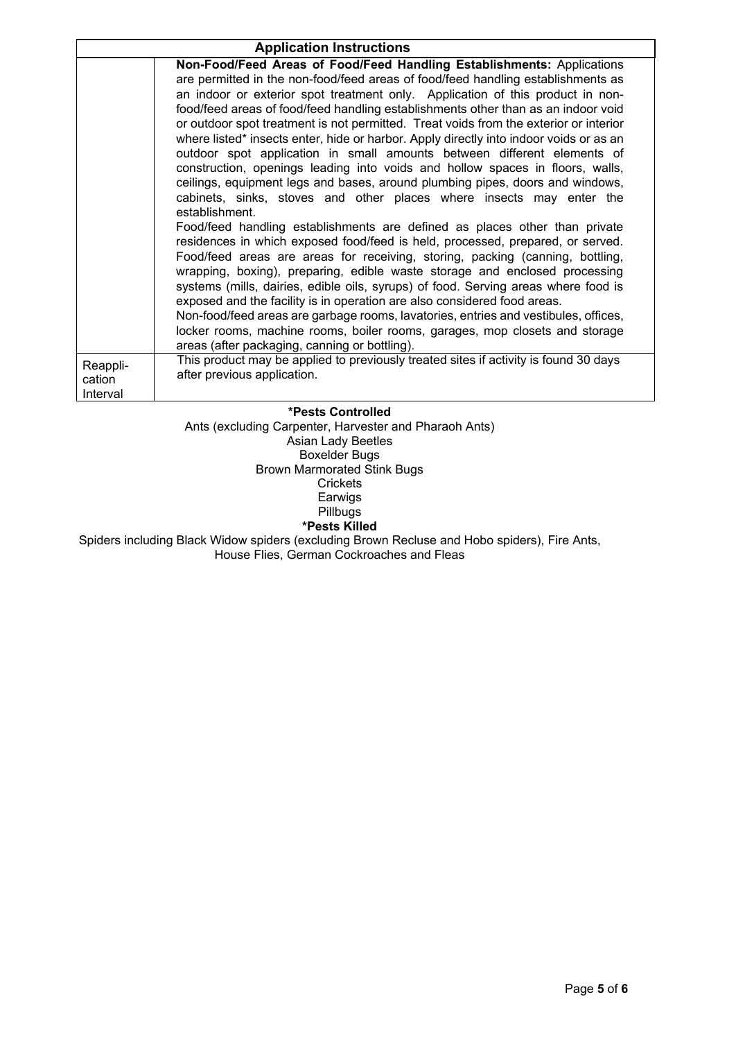| Application Instructions | |
| --- | --- |
| | **Non-Food/Feed Areas of Food/Feed Handling Establishments:** Applications are permitted in the non-food/feed areas of food/feed handling establishments as an indoor or exterior spot treatment only. Application of this product in non-food/feed areas of food/feed handling establishments other than as an indoor void or outdoor spot treatment is not permitted. Treat voids from the exterior or interior where listed* insects enter, hide or harbor. Apply directly into indoor voids or as an outdoor spot application in small amounts between different elements of construction, openings leading into voids and hollow spaces in floors, walls, ceilings, equipment legs and bases, around plumbing pipes, doors and windows, cabinets, sinks, stoves and other places where insects may enter the establishment.<br>Food/feed handling establishments are defined as places other than private residences in which exposed food/feed is held, processed, prepared, or served. Food/feed areas are areas for receiving, storing, packing (canning, bottling, wrapping, boxing), preparing, edible waste storage and enclosed processing systems (mills, dairies, edible oils, syrups) of food. Serving areas where food is exposed and the facility is in operation are also considered food areas.<br>Non-food/feed areas are garbage rooms, lavatories, entries and vestibules, offices, locker rooms, machine rooms, boiler rooms, garages, mop closets and storage areas (after packaging, canning or bottling). |
| Reapplication Interval | This product may be applied to previously treated sites if activity is found 30 days after previous application. |

**\*Pests Controlled**

Ants (excluding Carpenter, Harvester and Pharaoh Ants)
Asian Lady Beetles
Boxelder Bugs
Brown Marmorated Stink Bugs
Crickets
Earwigs
Pillbugs

**\*Pests Killed**

Spiders including Black Widow spiders (excluding Brown Recluse and Hobo spiders), Fire Ants, House Flies, German Cockroaches and Fleas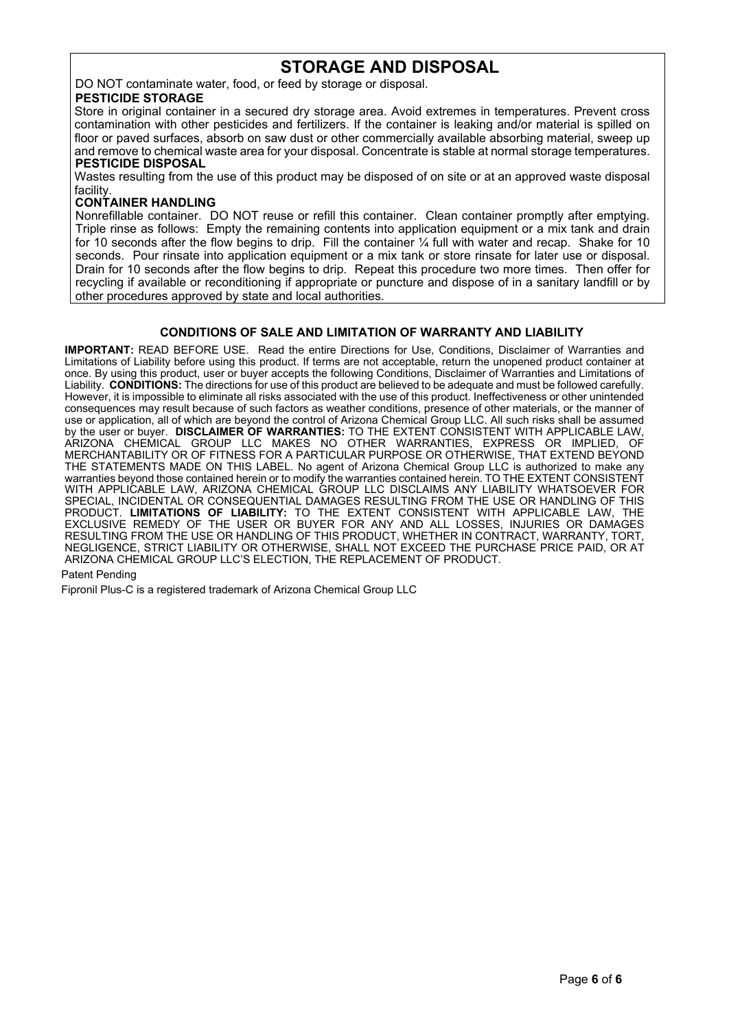# STORAGE AND DISPOSAL

DO NOT contaminate water, food, or feed by storage or disposal.

**PESTICIDE STORAGE**

Store in original container in a secured dry storage area. Avoid extremes in temperatures. Prevent cross contamination with other pesticides and fertilizers. If the container is leaking and/or material is spilled on floor or paved surfaces, absorb on saw dust or other commercially available absorbing material, sweep up and remove to chemical waste area for your disposal. Concentrate is stable at normal storage temperatures.

**PESTICIDE DISPOSAL**

Wastes resulting from the use of this product may be disposed of on site or at an approved waste disposal facility.

**CONTAINER HANDLING**

Nonrefillable container. DO NOT reuse or refill this container. Clean container promptly after emptying. Triple rinse as follows: Empty the remaining contents into application equipment or a mix tank and drain for 10 seconds after the flow begins to drip. Fill the container ¼ full with water and recap. Shake for 10 seconds. Pour rinsate into application equipment or a mix tank or store rinsate for later use or disposal. Drain for 10 seconds after the flow begins to drip. Repeat this procedure two more times. Then offer for recycling if available or reconditioning if appropriate or puncture and dispose of in a sanitary landfill or by other procedures approved by state and local authorities.

## CONDITIONS OF SALE AND LIMITATION OF WARRANTY AND LIABILITY

**IMPORTANT:** READ BEFORE USE. Read the entire Directions for Use, Conditions, Disclaimer of Warranties and Limitations of Liability before using this product. If terms are not acceptable, return the unopened product container at once. By using this product, user or buyer accepts the following Conditions, Disclaimer of Warranties and Limitations of Liability. **CONDITIONS:** The directions for use of this product are believed to be adequate and must be followed carefully. However, it is impossible to eliminate all risks associated with the use of this product. Ineffectiveness or other unintended consequences may result because of such factors as weather conditions, presence of other materials, or the manner of use or application, all of which are beyond the control of Arizona Chemical Group LLC. All such risks shall be assumed by the user or buyer. **DISCLAIMER OF WARRANTIES:** TO THE EXTENT CONSISTENT WITH APPLICABLE LAW, ARIZONA CHEMICAL GROUP LLC MAKES NO OTHER WARRANTIES, EXPRESS OR IMPLIED, OF MERCHANTABILITY OR OF FITNESS FOR A PARTICULAR PURPOSE OR OTHERWISE, THAT EXTEND BEYOND THE STATEMENTS MADE ON THIS LABEL. No agent of Arizona Chemical Group LLC is authorized to make any warranties beyond those contained herein or to modify the warranties contained herein. TO THE EXTENT CONSISTENT WITH APPLICABLE LAW, ARIZONA CHEMICAL GROUP LLC DISCLAIMS ANY LIABILITY WHATSOEVER FOR SPECIAL, INCIDENTAL OR CONSEQUENTIAL DAMAGES RESULTING FROM THE USE OR HANDLING OF THIS PRODUCT. **LIMITATIONS OF LIABILITY:** TO THE EXTENT CONSISTENT WITH APPLICABLE LAW, THE EXCLUSIVE REMEDY OF THE USER OR BUYER FOR ANY AND ALL LOSSES, INJURIES OR DAMAGES RESULTING FROM THE USE OR HANDLING OF THIS PRODUCT, WHETHER IN CONTRACT, WARRANTY, TORT, NEGLIGENCE, STRICT LIABILITY OR OTHERWISE, SHALL NOT EXCEED THE PURCHASE PRICE PAID, OR AT ARIZONA CHEMICAL GROUP LLC'S ELECTION, THE REPLACEMENT OF PRODUCT.

Patent Pending

Fipronil Plus-C is a registered trademark of Arizona Chemical Group LLC